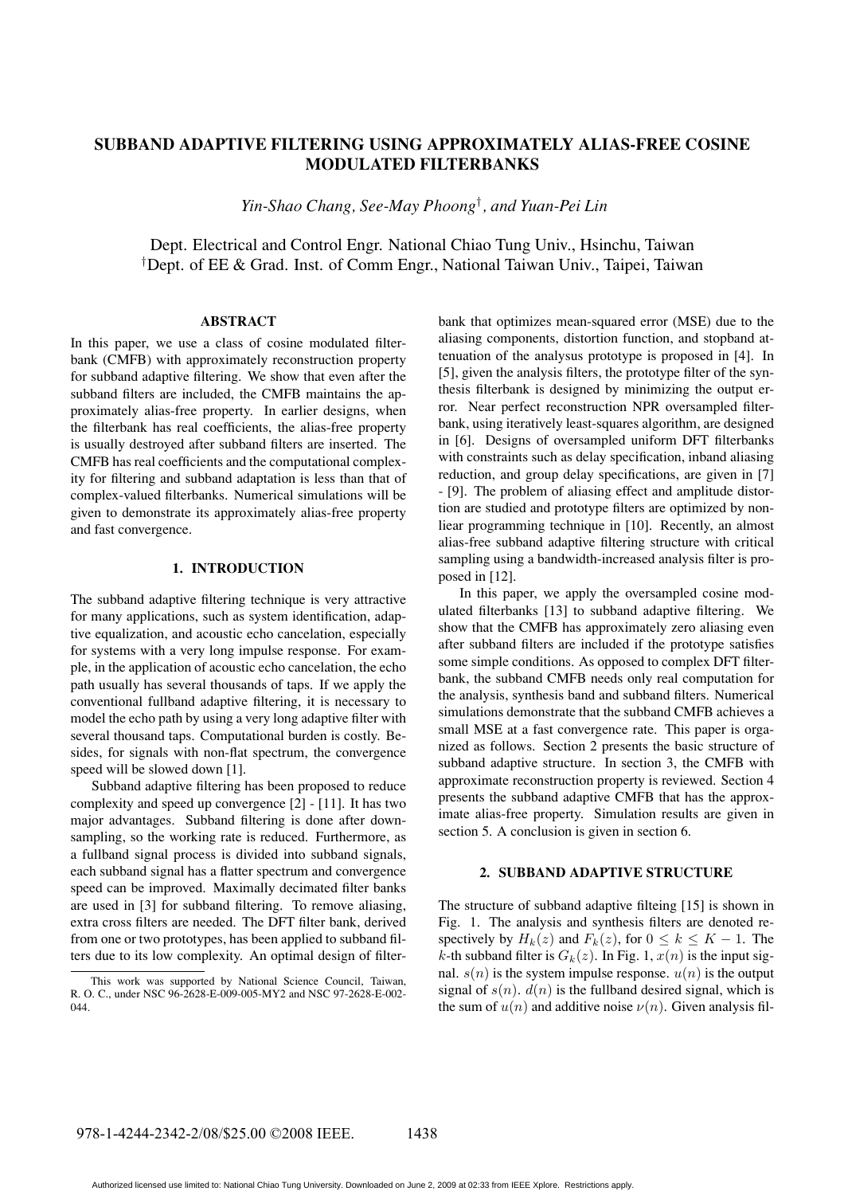# SUBBAND ADAPTIVE FILTERING USING APPROXIMATELY ALIAS-FREE COSINE MODULATED FILTERBANKS

*Yin-Shao Chang, See-May Phoong*[†]*, and Yuan-Pei Lin*

Dept. Electrical and Control Engr. National Chiao Tung Univ., Hsinchu, Taiwan
[†]Dept. of EE & Grad. Inst. of Comm Engr., National Taiwan Univ., Taipei, Taiwan

## ABSTRACT

In this paper, we use a class of cosine modulated filterbank (CMFB) with approximately reconstruction property for subband adaptive filtering. We show that even after the subband filters are included, the CMFB maintains the approximately alias-free property. In earlier designs, when the filterbank has real coefficients, the alias-free property is usually destroyed after subband filters are inserted. The CMFB has real coefficients and the computational complexity for filtering and subband adaptation is less than that of complex-valued filterbanks. Numerical simulations will be given to demonstrate its approximately alias-free property and fast convergence.

## 1. INTRODUCTION

The subband adaptive filtering technique is very attractive for many applications, such as system identification, adaptive equalization, and acoustic echo cancelation, especially for systems with a very long impulse response. For example, in the application of acoustic echo cancelation, the echo path usually has several thousands of taps. If we apply the conventional fullband adaptive filtering, it is necessary to model the echo path by using a very long adaptive filter with several thousand taps. Computational burden is costly. Besides, for signals with non-flat spectrum, the convergence speed will be slowed down [1].

Subband adaptive filtering has been proposed to reduce complexity and speed up convergence [2] - [11]. It has two major advantages. Subband filtering is done after downsampling, so the working rate is reduced. Furthermore, as a fullband signal process is divided into subband signals, each subband signal has a flatter spectrum and convergence speed can be improved. Maximally decimated filter banks are used in [3] for subband filtering. To remove aliasing, extra cross filters are needed. The DFT filter bank, derived from one or two prototypes, has been applied to subband filters due to its low complexity. An optimal design of filterbank that optimizes mean-squared error (MSE) due to the aliasing components, distortion function, and stopband attenuation of the analysus prototype is proposed in [4]. In [5], given the analysis filters, the prototype filter of the synthesis filterbank is designed by minimizing the output error. Near perfect reconstruction NPR oversampled filterbank, using iteratively least-squares algorithm, are designed in [6]. Designs of oversampled uniform DFT filterbanks with constraints such as delay specification, inband aliasing reduction, and group delay specifications, are given in [7] - [9]. The problem of aliasing effect and amplitude distortion are studied and prototype filters are optimized by nonliear programming technique in [10]. Recently, an almost alias-free subband adaptive filtering structure with critical sampling using a bandwidth-increased analysis filter is proposed in [12].

In this paper, we apply the oversampled cosine modulated filterbanks [13] to subband adaptive filtering. We show that the CMFB has approximately zero aliasing even after subband filters are included if the prototype satisfies some simple conditions. As opposed to complex DFT filterbank, the subband CMFB needs only real computation for the analysis, synthesis band and subband filters. Numerical simulations demonstrate that the subband CMFB achieves a small MSE at a fast convergence rate. This paper is organized as follows. Section 2 presents the basic structure of subband adaptive structure. In section 3, the CMFB with approximate reconstruction property is reviewed. Section 4 presents the subband adaptive CMFB that has the approximate alias-free property. Simulation results are given in section 5. A conclusion is given in section 6.

## 2. SUBBAND ADAPTIVE STRUCTURE

The structure of subband adaptive filteing [15] is shown in Fig. 1. The analysis and synthesis filters are denoted respectively by $H_k(z)$ and $F_k(z)$, for $0 \le k \le K-1$. The $k$-th subband filter is $G_k(z)$. In Fig. 1, $x(n)$ is the input signal. $s(n)$ is the system impulse response. $u(n)$ is the output signal of $s(n)$. $d(n)$ is the fullband desired signal, which is the sum of $u(n)$ and additive noise $\nu(n)$. Given analysis fil-

This work was supported by National Science Council, Taiwan, R. O. C., under NSC 96-2628-E-009-005-MY2 and NSC 97-2628-E-002-044.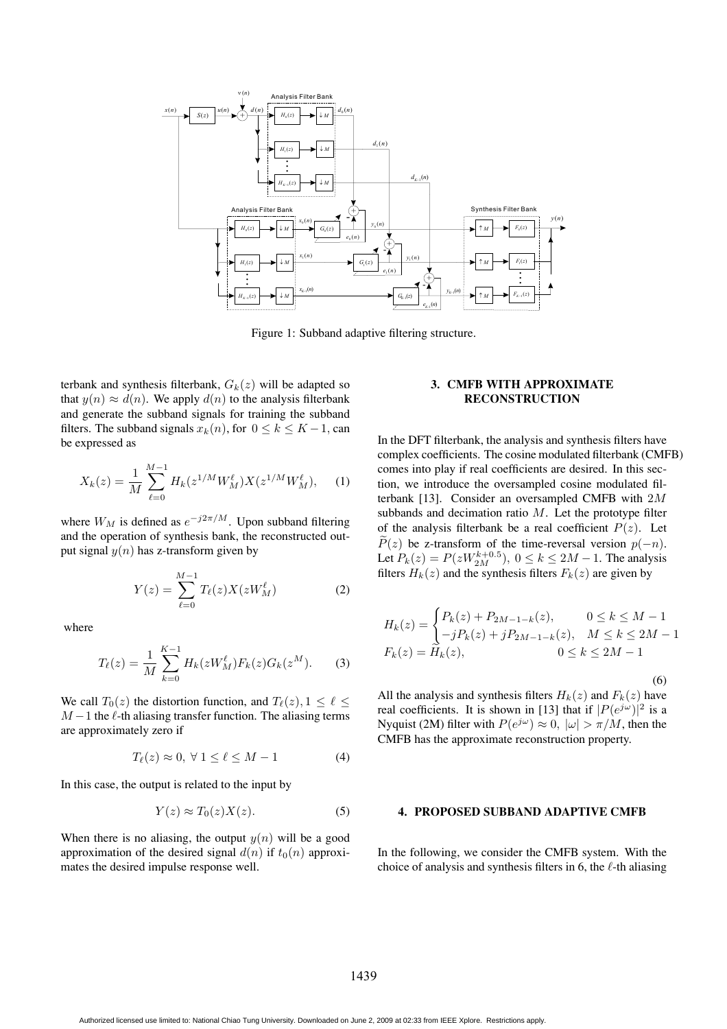Figure 1: Subband adaptive filtering structure.

terbank and synthesis filterbank, $G_k(z)$ will be adapted so that $y(n) \approx d(n)$. We apply $d(n)$ to the analysis filterbank and generate the subband signals for training the subband filters. The subband signals $x_k(n)$, for $0 \le k \le K-1$, can be expressed as

$$X_k(z) = \frac{1}{M}\sum_{\ell=0}^{M-1} H_k(z^{1/M}W_M^{\ell})X(z^{1/M}W_M^{\ell}), \quad (1)$$

where $W_M$ is defined as $e^{-j2\pi/M}$. Upon subband filtering and the operation of synthesis bank, the reconstructed output signal $y(n)$ has z-transform given by

$$Y(z) = \sum_{\ell=0}^{M-1} T_{\ell}(z)X(zW_M^{\ell}) \quad (2)$$

where

$$T_{\ell}(z) = \frac{1}{M}\sum_{k=0}^{K-1} H_k(zW_M^{\ell})F_k(z)G_k(z^M). \quad (3)$$

We call $T_0(z)$ the distortion function, and $T_{\ell}(z), 1 \le \ell \le M-1$ the $\ell$-th aliasing transfer function. The aliasing terms are approximately zero if

$$T_{\ell}(z) \approx 0, \ \forall\, 1 \le \ell \le M-1 \quad (4)$$

In this case, the output is related to the input by

$$Y(z) \approx T_0(z)X(z). \quad (5)$$

When there is no aliasing, the output $y(n)$ will be a good approximation of the desired signal $d(n)$ if $t_0(n)$ approximates the desired impulse response well.

## 3. CMFB WITH APPROXIMATE RECONSTRUCTION

In the DFT filterbank, the analysis and synthesis filters have complex coefficients. The cosine modulated filterbank (CMFB) comes into play if real coefficients are desired. In this section, we introduce the oversampled cosine modulated filterbank [13]. Consider an oversampled CMFB with $2M$ subbands and decimation ratio $M$. Let the prototype filter of the analysis filterbank be a real coefficient $P(z)$. Let $\widetilde{P}(z)$ be z-transform of the time-reversal version $p(-n)$. Let $P_k(z) = P(zW_{2M}^{k+0.5}),\ 0 \le k \le 2M-1$. The analysis filters $H_k(z)$ and the synthesis filters $F_k(z)$ are given by

$$\begin{aligned} H_k(z) &= \begin{cases} P_k(z) + P_{2M-1-k}(z), & 0 \le k \le M-1 \\ -jP_k(z) + jP_{2M-1-k}(z), & M \le k \le 2M-1 \end{cases} \\ F_k(z) &= \widetilde{H}_k(z), \qquad\qquad\qquad\qquad 0 \le k \le 2M-1 \end{aligned} \quad (6)$$

All the analysis and synthesis filters $H_k(z)$ and $F_k(z)$ have real coefficients. It is shown in [13] that if $|P(e^{j\omega})|^2$ is a Nyquist (2M) filter with $P(e^{j\omega}) \approx 0,\ |\omega| > \pi/M$, then the CMFB has the approximate reconstruction property.

## 4. PROPOSED SUBBAND ADAPTIVE CMFB

In the following, we consider the CMFB system. With the choice of analysis and synthesis filters in 6, the $\ell$-th aliasing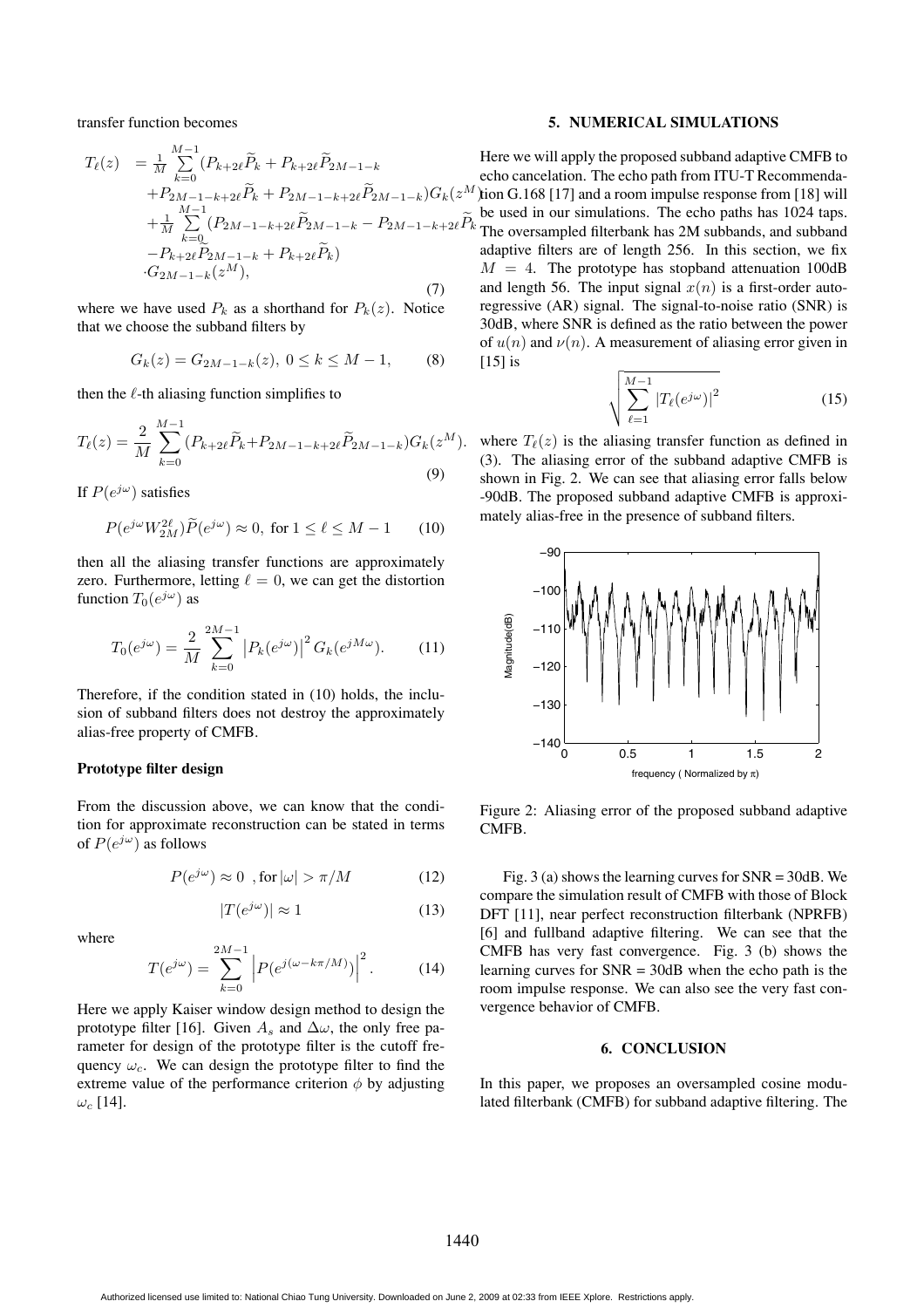transfer function becomes

$$
\begin{aligned}
T_\ell(z) &= \frac{1}{M}\sum_{k=0}^{M-1}(P_{k+2\ell}\widetilde{P}_k + P_{k+2\ell}\widetilde{P}_{2M-1-k} \\
&\quad + P_{2M-1-k+2\ell}\widetilde{P}_k + P_{2M-1-k+2\ell}\widetilde{P}_{2M-1-k})G_k(z^M) \\
&\quad + \frac{1}{M}\sum_{k=0}^{M-1}(P_{2M-1-k+2\ell}\widetilde{P}_{2M-1-k} - P_{2M-1-k+2\ell}\widetilde{P}_k \\
&\quad - P_{k+2\ell}\widetilde{P}_{2M-1-k} + P_{k+2\ell}\widetilde{P}_k) \\
&\quad \cdot G_{2M-1-k}(z^M),
\end{aligned}
\tag{7}
$$

where we have used $P_k$ as a shorthand for $P_k(z)$. Notice that we choose the subband filters by

$$
G_k(z) = G_{2M-1-k}(z),\ 0 \le k \le M-1, \tag{8}
$$

then the $\ell$-th aliasing function simplifies to

$$
T_\ell(z) = \frac{2}{M}\sum_{k=0}^{M-1}(P_{k+2\ell}\widetilde{P}_k + P_{2M-1-k+2\ell}\widetilde{P}_{2M-1-k})G_k(z^M). \tag{9}
$$

If $P(e^{j\omega})$ satisfies

$$
P(e^{j\omega}W_{2M}^{2\ell})\widetilde{P}(e^{j\omega}) \approx 0,\ \text{for } 1 \le \ell \le M-1 \tag{10}
$$

then all the aliasing transfer functions are approximately zero. Furthermore, letting $\ell = 0$, we can get the distortion function $T_0(e^{j\omega})$ as

$$
T_0(e^{j\omega}) = \frac{2}{M}\sum_{k=0}^{2M-1}\left|P_k(e^{j\omega})\right|^2 G_k(e^{jM\omega}). \tag{11}
$$

Therefore, if the condition stated in (10) holds, the inclusion of subband filters does not destroy the approximately alias-free property of CMFB.

### Prototype filter design

From the discussion above, we can know that the condition for approximate reconstruction can be stated in terms of $P(e^{j\omega})$ as follows

$$
P(e^{j\omega}) \approx 0\ \ ,\text{for } |\omega| > \pi/M \tag{12}
$$

$$
|T(e^{j\omega})| \approx 1 \tag{13}
$$

where

$$
T(e^{j\omega}) = \sum_{k=0}^{2M-1}\left|P(e^{j(\omega - k\pi/M)})\right|^2. \tag{14}
$$

Here we apply Kaiser window design method to design the prototype filter [16]. Given $A_s$ and $\Delta\omega$, the only free parameter for design of the prototype filter is the cutoff frequency $\omega_c$. We can design the prototype filter to find the extreme value of the performance criterion $\phi$ by adjusting $\omega_c$ [14].

## 5. NUMERICAL SIMULATIONS

Here we will apply the proposed subband adaptive CMFB to echo cancelation. The echo path from ITU-T Recommendation G.168 [17] and a room impulse response from [18] will be used in our simulations. The echo paths has 1024 taps. The oversampled filterbank has 2M subbands, and subband adaptive filters are of length 256. In this section, we fix $M = 4$. The prototype has stopband attenuation 100dB and length 56. The input signal $x(n)$ is a first-order autoregressive (AR) signal. The signal-to-noise ratio (SNR) is 30dB, where SNR is defined as the ratio between the power of $u(n)$ and $\nu(n)$. A measurement of aliasing error given in [15] is

$$
\sqrt{\sum_{\ell=1}^{M-1}\left|T_\ell(e^{j\omega})\right|^2} \tag{15}
$$

where $T_\ell(z)$ is the aliasing transfer function as defined in (3). The aliasing error of the subband adaptive CMFB is shown in Fig. 2. We can see that aliasing error falls below -90dB. The proposed subband adaptive CMFB is approximately alias-free in the presence of subband filters.

Figure 2: Aliasing error of the proposed subband adaptive CMFB.

Fig. 3 (a) shows the learning curves for SNR = 30dB. We compare the simulation result of CMFB with those of Block DFT [11], near perfect reconstruction filterbank (NPRFB) [6] and fullband adaptive filtering. We can see that the CMFB has very fast convergence. Fig. 3 (b) shows the learning curves for SNR = 30dB when the echo path is the room impulse response. We can also see the very fast convergence behavior of CMFB.

## 6. CONCLUSION

In this paper, we proposes an oversampled cosine modulated filterbank (CMFB) for subband adaptive filtering. The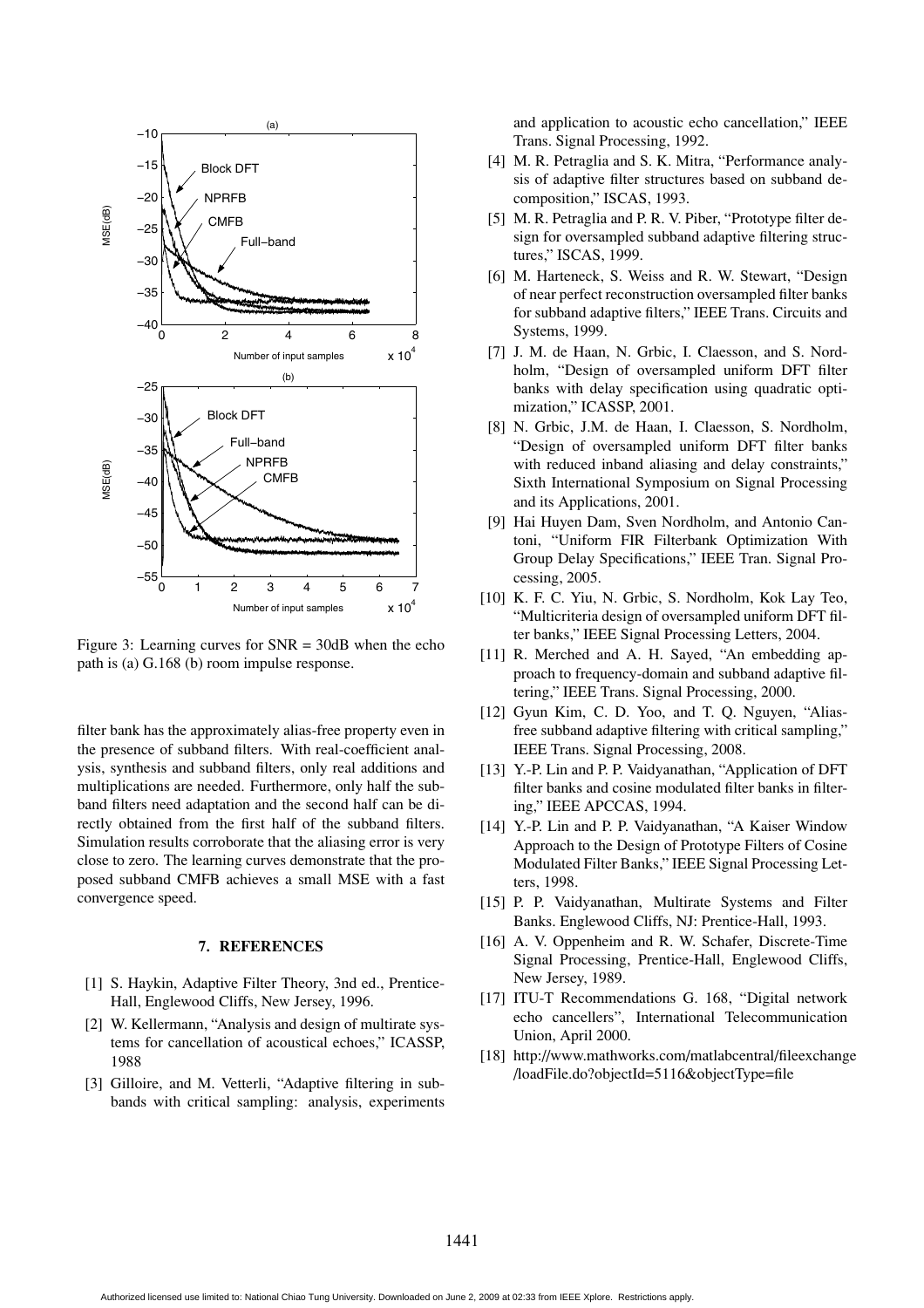(a)

−10
−15
−20
−25
−30
−35
−40

MSE(dB)

Block DFT
NPRFB
CMFB
Full−band

0 2 4 6 8

Number of input samples $\times 10^4$

(b)

−25
−30
−35
−40
−45
−50
−55

MSE(dB)

Block DFT
Full−band
NPRFB
CMFB

0 1 2 3 4 5 6 7

Number of input samples $\times 10^4$

Figure 3: Learning curves for SNR = 30dB when the echo path is (a) G.168 (b) room impulse response.

filter bank has the approximately alias-free property even in the presence of subband filters. With real-coefficient analysis, synthesis and subband filters, only real additions and multiplications are needed. Furthermore, only half the subband filters need adaptation and the second half can be directly obtained from the first half of the subband filters. Simulation results corroborate that the aliasing error is very close to zero. The learning curves demonstrate that the proposed subband CMFB achieves a small MSE with a fast convergence speed.

## 7. REFERENCES

[1] S. Haykin, Adaptive Filter Theory, 3nd ed., Prentice-Hall, Englewood Cliffs, New Jersey, 1996.

[2] W. Kellermann, "Analysis and design of multirate systems for cancellation of acoustical echoes," ICASSP, 1988

[3] Gilloire, and M. Vetterli, "Adaptive filtering in subbands with critical sampling: analysis, experiments and application to acoustic echo cancellation," IEEE Trans. Signal Processing, 1992.

[4] M. R. Petraglia and S. K. Mitra, "Performance analysis of adaptive filter structures based on subband decomposition," ISCAS, 1993.

[5] M. R. Petraglia and P. R. V. Piber, "Prototype filter design for oversampled subband adaptive filtering structures," ISCAS, 1999.

[6] M. Harteneck, S. Weiss and R. W. Stewart, "Design of near perfect reconstruction oversampled filter banks for subband adaptive filters," IEEE Trans. Circuits and Systems, 1999.

[7] J. M. de Haan, N. Grbic, I. Claesson, and S. Nordholm, "Design of oversampled uniform DFT filter banks with delay specification using quadratic optimization," ICASSP, 2001.

[8] N. Grbic, J.M. de Haan, I. Claesson, S. Nordholm, "Design of oversampled uniform DFT filter banks with reduced inband aliasing and delay constraints," Sixth International Symposium on Signal Processing and its Applications, 2001.

[9] Hai Huyen Dam, Sven Nordholm, and Antonio Cantoni, "Uniform FIR Filterbank Optimization With Group Delay Specifications," IEEE Tran. Signal Processing, 2005.

[10] K. F. C. Yiu, N. Grbic, S. Nordholm, Kok Lay Teo, "Multicriteria design of oversampled uniform DFT filter banks," IEEE Signal Processing Letters, 2004.

[11] R. Merched and A. H. Sayed, "An embedding approach to frequency-domain and subband adaptive filtering," IEEE Trans. Signal Processing, 2000.

[12] Gyun Kim, C. D. Yoo, and T. Q. Nguyen, "Alias-free subband adaptive filtering with critical sampling," IEEE Trans. Signal Processing, 2008.

[13] Y.-P. Lin and P. P. Vaidyanathan, "Application of DFT filter banks and cosine modulated filter banks in filtering," IEEE APCCAS, 1994.

[14] Y.-P. Lin and P. P. Vaidyanathan, "A Kaiser Window Approach to the Design of Prototype Filters of Cosine Modulated Filter Banks," IEEE Signal Processing Letters, 1998.

[15] P. P. Vaidyanathan, Multirate Systems and Filter Banks. Englewood Cliffs, NJ: Prentice-Hall, 1993.

[16] A. V. Oppenheim and R. W. Schafer, Discrete-Time Signal Processing, Prentice-Hall, Englewood Cliffs, New Jersey, 1989.

[17] ITU-T Recommendations G. 168, "Digital network echo cancellers", International Telecommunication Union, April 2000.

[18] http://www.mathworks.com/matlabcentral/fileexchange/loadFile.do?objectId=5116&objectType=file